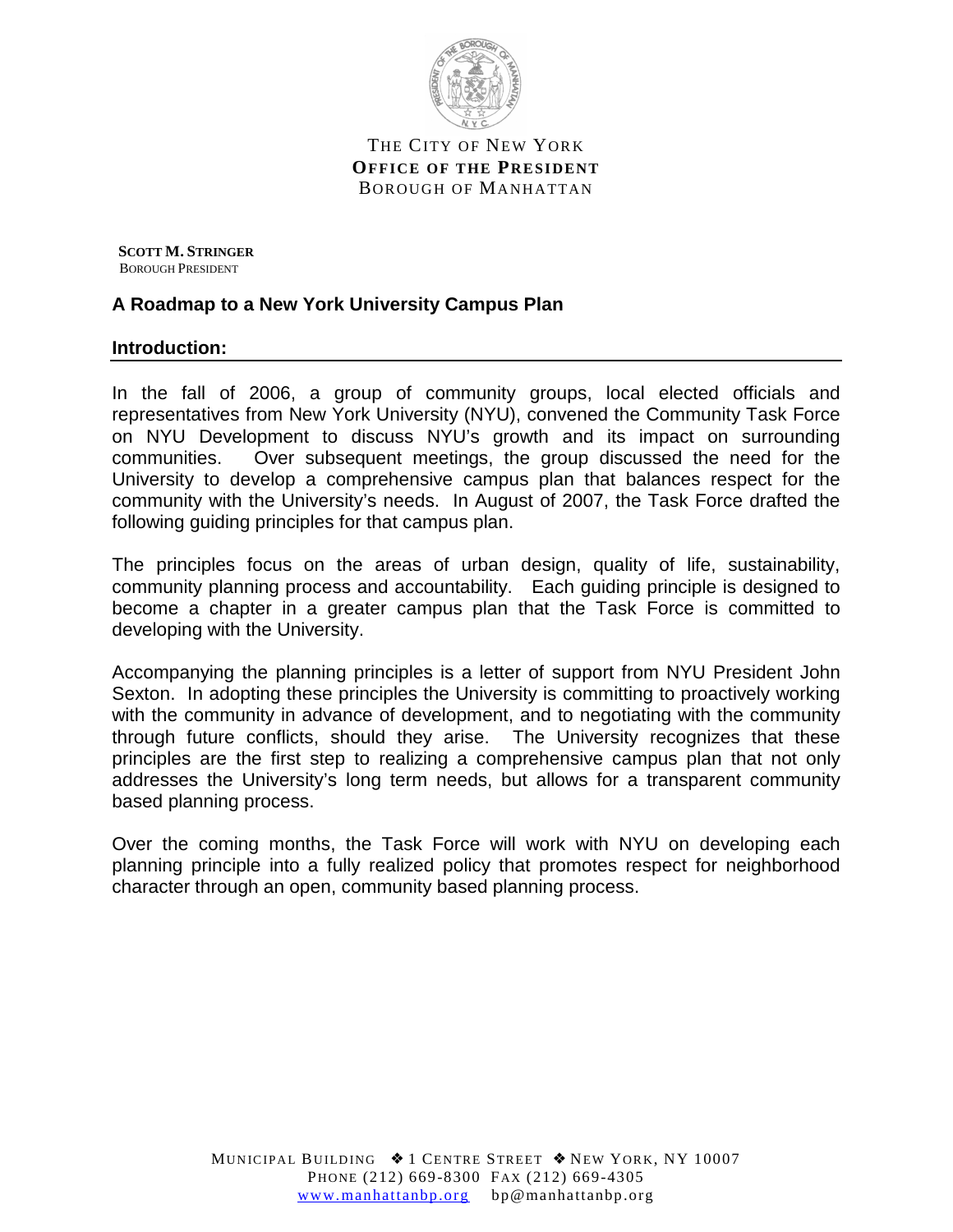THE CITY OF NEW YORK
**OFFICE OF THE PRESIDENT**
BOROUGH OF MANHATTAN

**SCOTT M. STRINGER**
BOROUGH PRESIDENT

## A Roadmap to a New York University Campus Plan

### Introduction:

In the fall of 2006, a group of community groups, local elected officials and representatives from New York University (NYU), convened the Community Task Force on NYU Development to discuss NYU's growth and its impact on surrounding communities. Over subsequent meetings, the group discussed the need for the University to develop a comprehensive campus plan that balances respect for the community with the University's needs. In August of 2007, the Task Force drafted the following guiding principles for that campus plan.

The principles focus on the areas of urban design, quality of life, sustainability, community planning process and accountability. Each guiding principle is designed to become a chapter in a greater campus plan that the Task Force is committed to developing with the University.

Accompanying the planning principles is a letter of support from NYU President John Sexton. In adopting these principles the University is committing to proactively working with the community in advance of development, and to negotiating with the community through future conflicts, should they arise. The University recognizes that these principles are the first step to realizing a comprehensive campus plan that not only addresses the University's long term needs, but allows for a transparent community based planning process.

Over the coming months, the Task Force will work with NYU on developing each planning principle into a fully realized policy that promotes respect for neighborhood character through an open, community based planning process.

MUNICIPAL BUILDING ❖ 1 CENTRE STREET ❖ NEW YORK, NY 10007
PHONE (212) 669-8300 FAX (212) 669-4305
www.manhattanbp.org bp@manhattanbp.org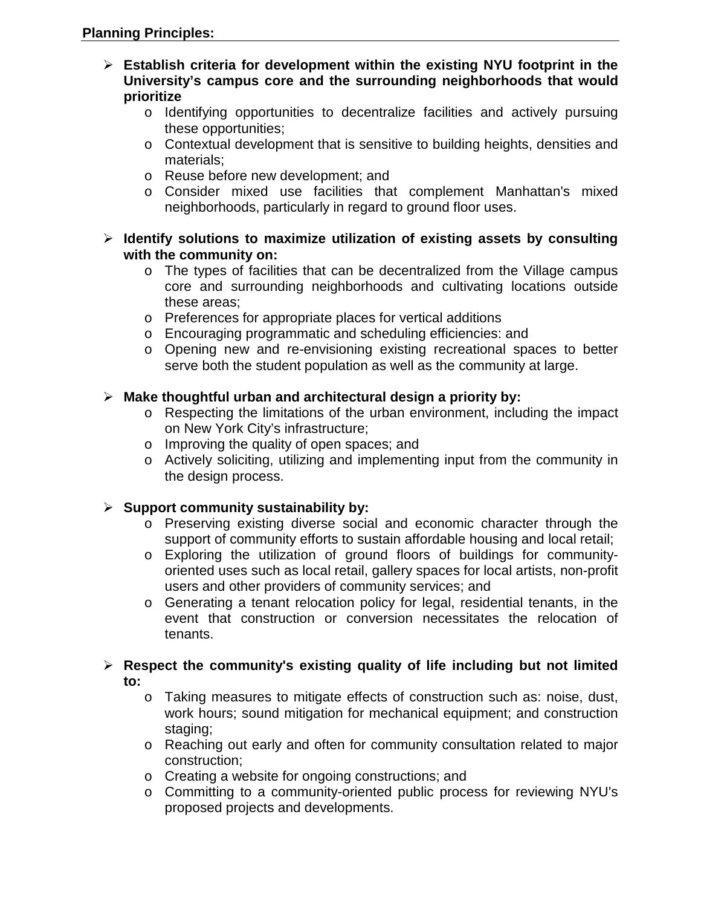**Planning Principles:**

- **Establish criteria for development within the existing NYU footprint in the University's campus core and the surrounding neighborhoods that would prioritize**
  - Identifying opportunities to decentralize facilities and actively pursuing these opportunities;
  - Contextual development that is sensitive to building heights, densities and materials;
  - Reuse before new development; and
  - Consider mixed use facilities that complement Manhattan's mixed neighborhoods, particularly in regard to ground floor uses.

- **Identify solutions to maximize utilization of existing assets by consulting with the community on:**
  - The types of facilities that can be decentralized from the Village campus core and surrounding neighborhoods and cultivating locations outside these areas;
  - Preferences for appropriate places for vertical additions
  - Encouraging programmatic and scheduling efficiencies: and
  - Opening new and re-envisioning existing recreational spaces to better serve both the student population as well as the community at large.

- **Make thoughtful urban and architectural design a priority by:**
  - Respecting the limitations of the urban environment, including the impact on New York City's infrastructure;
  - Improving the quality of open spaces; and
  - Actively soliciting, utilizing and implementing input from the community in the design process.

- **Support community sustainability by:**
  - Preserving existing diverse social and economic character through the support of community efforts to sustain affordable housing and local retail;
  - Exploring the utilization of ground floors of buildings for community-oriented uses such as local retail, gallery spaces for local artists, non-profit users and other providers of community services; and
  - Generating a tenant relocation policy for legal, residential tenants, in the event that construction or conversion necessitates the relocation of tenants.

- **Respect the community's existing quality of life including but not limited to:**
  - Taking measures to mitigate effects of construction such as: noise, dust, work hours; sound mitigation for mechanical equipment; and construction staging;
  - Reaching out early and often for community consultation related to major construction;
  - Creating a website for ongoing constructions; and
  - Committing to a community-oriented public process for reviewing NYU's proposed projects and developments.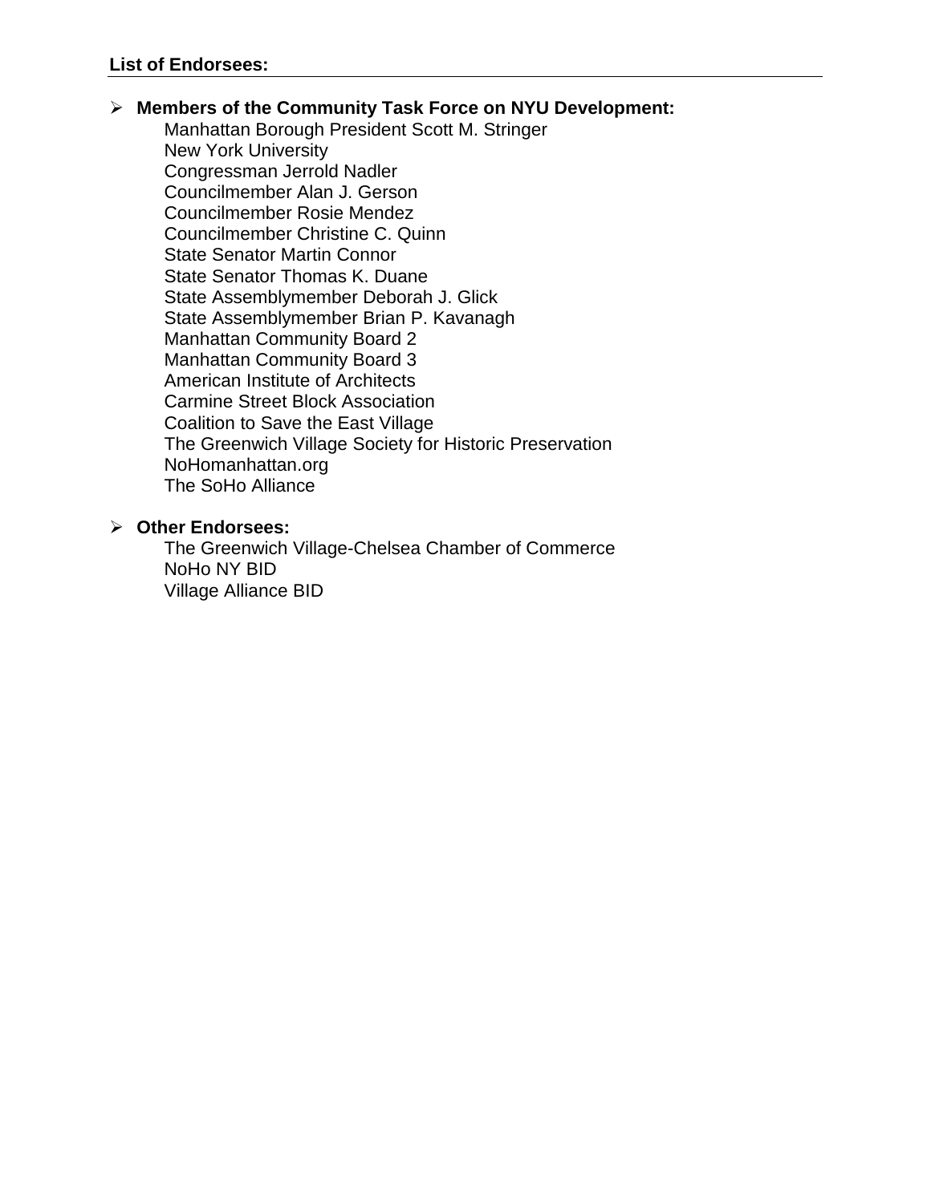**List of Endorsees:**

- **Members of the Community Task Force on NYU Development:**

  Manhattan Borough President Scott M. Stringer
  New York University
  Congressman Jerrold Nadler
  Councilmember Alan J. Gerson
  Councilmember Rosie Mendez
  Councilmember Christine C. Quinn
  State Senator Martin Connor
  State Senator Thomas K. Duane
  State Assemblymember Deborah J. Glick
  State Assemblymember Brian P. Kavanagh
  Manhattan Community Board 2
  Manhattan Community Board 3
  American Institute of Architects
  Carmine Street Block Association
  Coalition to Save the East Village
  The Greenwich Village Society for Historic Preservation
  NoHomanhattan.org
  The SoHo Alliance

- **Other Endorsees:**

  The Greenwich Village-Chelsea Chamber of Commerce
  NoHo NY BID
  Village Alliance BID